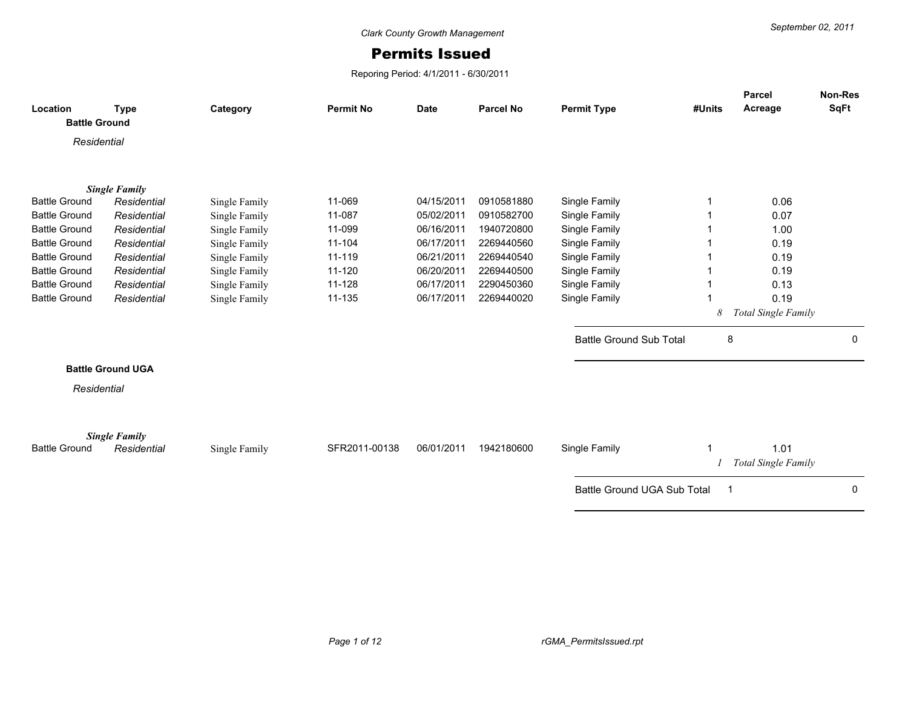Clark County Growth Management

September 02, 2011

# Permits Issued

Reporing Period: 4/1/2011 - 6/30/2011

| Location | Type | Category | Permit No | Date | Parcel No | Permit Type | #Units | Parcel Acreage | Non-Res SqFt |
|---|---|---|---|---|---|---|---|---|---|
| **Battle Ground** | | | | | | | | | |
| *Residential* | | | | | | | | | |
| ***Single Family*** | | | | | | | | | |
| Battle Ground | *Residential* | Single Family | 11-069 | 04/15/2011 | 0910581880 | Single Family | 1 | 0.06 | |
| Battle Ground | *Residential* | Single Family | 11-087 | 05/02/2011 | 0910582700 | Single Family | 1 | 0.07 | |
| Battle Ground | *Residential* | Single Family | 11-099 | 06/16/2011 | 1940720800 | Single Family | 1 | 1.00 | |
| Battle Ground | *Residential* | Single Family | 11-104 | 06/17/2011 | 2269440560 | Single Family | 1 | 0.19 | |
| Battle Ground | *Residential* | Single Family | 11-119 | 06/21/2011 | 2269440540 | Single Family | 1 | 0.19 | |
| Battle Ground | *Residential* | Single Family | 11-120 | 06/20/2011 | 2269440500 | Single Family | 1 | 0.19 | |
| Battle Ground | *Residential* | Single Family | 11-128 | 06/17/2011 | 2290450360 | Single Family | 1 | 0.13 | |
| Battle Ground | *Residential* | Single Family | 11-135 | 06/17/2011 | 2269440020 | Single Family | 1 | 0.19 | |
| | | | | | | | *8* | *Total Single Family* | |
| | | | | | | Battle Ground Sub Total | 8 | | 0 |
| **Battle Ground UGA** | | | | | | | | | |
| *Residential* | | | | | | | | | |
| ***Single Family*** | | | | | | | | | |
| Battle Ground | *Residential* | Single Family | SFR2011-00138 | 06/01/2011 | 1942180600 | Single Family | 1 | 1.01 | |
| | | | | | | | *1* | *Total Single Family* | |
| | | | | | | Battle Ground UGA Sub Total | 1 | | 0 |

rGMA_PermitsIssued.rpt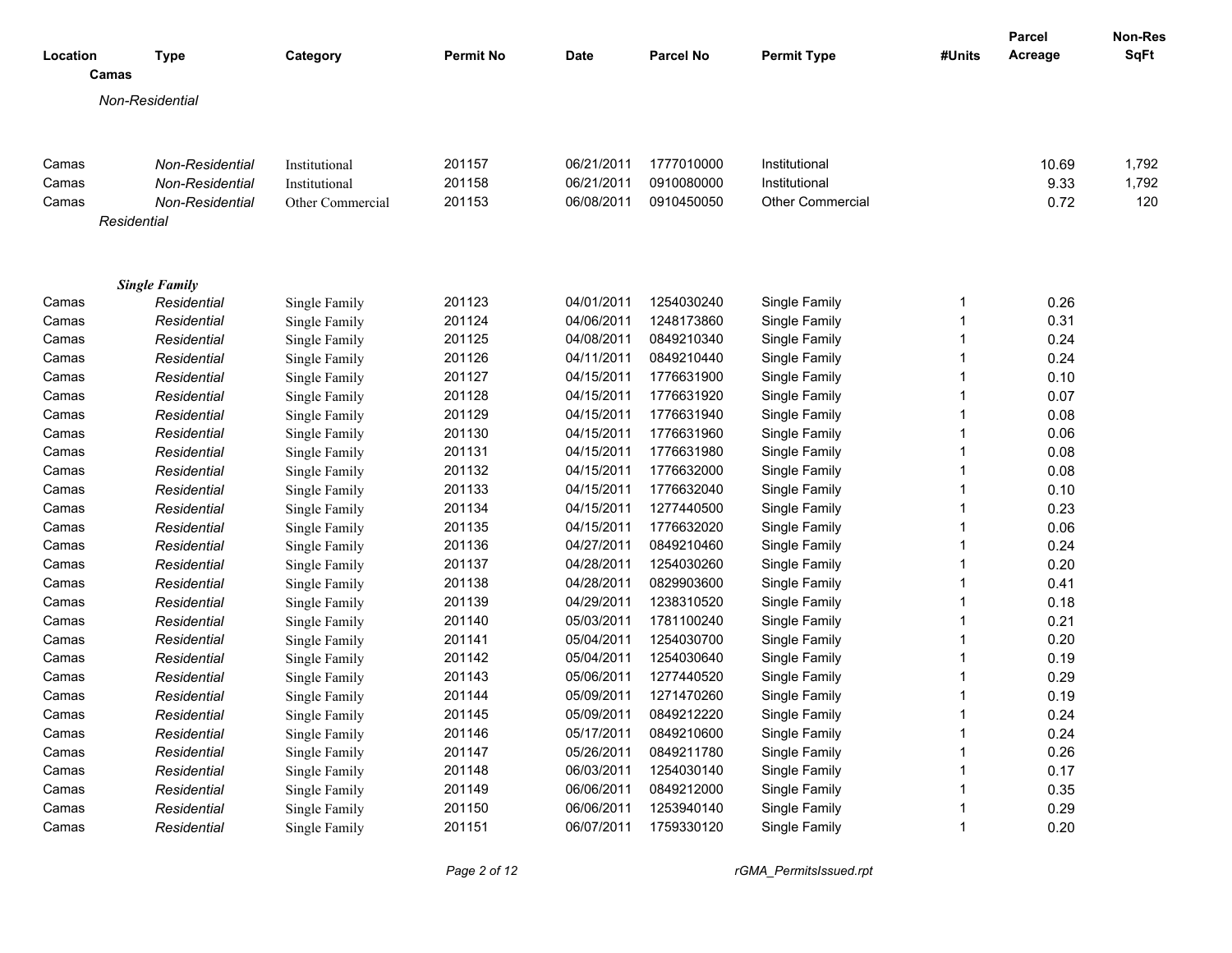| Location | Type | Category | Permit No | Date | Parcel No | Permit Type | #Units | Parcel Acreage | Non-Res SqFt |
|---|---|---|---|---|---|---|---|---|---|
| **Camas** | | | | | | | | | |
| *Non-Residential* | | | | | | | | | |
| Camas | *Non-Residential* | Institutional | 201157 | 06/21/2011 | 1777010000 | Institutional | | 10.69 | 1,792 |
| Camas | *Non-Residential* | Institutional | 201158 | 06/21/2011 | 0910080000 | Institutional | | 9.33 | 1,792 |
| Camas | *Non-Residential* | Other Commercial | 201153 | 06/08/2011 | 0910450050 | Other Commercial | | 0.72 | 120 |
| *Residential* | | | | | | | | | |
| ***Single Family*** | | | | | | | | | |
| Camas | *Residential* | Single Family | 201123 | 04/01/2011 | 1254030240 | Single Family | 1 | 0.26 | |
| Camas | *Residential* | Single Family | 201124 | 04/06/2011 | 1248173860 | Single Family | 1 | 0.31 | |
| Camas | *Residential* | Single Family | 201125 | 04/08/2011 | 0849210340 | Single Family | 1 | 0.24 | |
| Camas | *Residential* | Single Family | 201126 | 04/11/2011 | 0849210440 | Single Family | 1 | 0.24 | |
| Camas | *Residential* | Single Family | 201127 | 04/15/2011 | 1776631900 | Single Family | 1 | 0.10 | |
| Camas | *Residential* | Single Family | 201128 | 04/15/2011 | 1776631920 | Single Family | 1 | 0.07 | |
| Camas | *Residential* | Single Family | 201129 | 04/15/2011 | 1776631940 | Single Family | 1 | 0.08 | |
| Camas | *Residential* | Single Family | 201130 | 04/15/2011 | 1776631960 | Single Family | 1 | 0.06 | |
| Camas | *Residential* | Single Family | 201131 | 04/15/2011 | 1776631980 | Single Family | 1 | 0.08 | |
| Camas | *Residential* | Single Family | 201132 | 04/15/2011 | 1776632000 | Single Family | 1 | 0.08 | |
| Camas | *Residential* | Single Family | 201133 | 04/15/2011 | 1776632040 | Single Family | 1 | 0.10 | |
| Camas | *Residential* | Single Family | 201134 | 04/15/2011 | 1277440500 | Single Family | 1 | 0.23 | |
| Camas | *Residential* | Single Family | 201135 | 04/15/2011 | 1776632020 | Single Family | 1 | 0.06 | |
| Camas | *Residential* | Single Family | 201136 | 04/27/2011 | 0849210460 | Single Family | 1 | 0.24 | |
| Camas | *Residential* | Single Family | 201137 | 04/28/2011 | 1254030260 | Single Family | 1 | 0.20 | |
| Camas | *Residential* | Single Family | 201138 | 04/28/2011 | 0829903600 | Single Family | 1 | 0.41 | |
| Camas | *Residential* | Single Family | 201139 | 04/29/2011 | 1238310520 | Single Family | 1 | 0.18 | |
| Camas | *Residential* | Single Family | 201140 | 05/03/2011 | 1781100240 | Single Family | 1 | 0.21 | |
| Camas | *Residential* | Single Family | 201141 | 05/04/2011 | 1254030700 | Single Family | 1 | 0.20 | |
| Camas | *Residential* | Single Family | 201142 | 05/04/2011 | 1254030640 | Single Family | 1 | 0.19 | |
| Camas | *Residential* | Single Family | 201143 | 05/06/2011 | 1277440520 | Single Family | 1 | 0.29 | |
| Camas | *Residential* | Single Family | 201144 | 05/09/2011 | 1271470260 | Single Family | 1 | 0.19 | |
| Camas | *Residential* | Single Family | 201145 | 05/09/2011 | 0849212220 | Single Family | 1 | 0.24 | |
| Camas | *Residential* | Single Family | 201146 | 05/17/2011 | 0849210600 | Single Family | 1 | 0.24 | |
| Camas | *Residential* | Single Family | 201147 | 05/26/2011 | 0849211780 | Single Family | 1 | 0.26 | |
| Camas | *Residential* | Single Family | 201148 | 06/03/2011 | 1254030140 | Single Family | 1 | 0.17 | |
| Camas | *Residential* | Single Family | 201149 | 06/06/2011 | 0849212000 | Single Family | 1 | 0.35 | |
| Camas | *Residential* | Single Family | 201150 | 06/06/2011 | 1253940140 | Single Family | 1 | 0.29 | |
| Camas | *Residential* | Single Family | 201151 | 06/07/2011 | 1759330120 | Single Family | 1 | 0.20 | |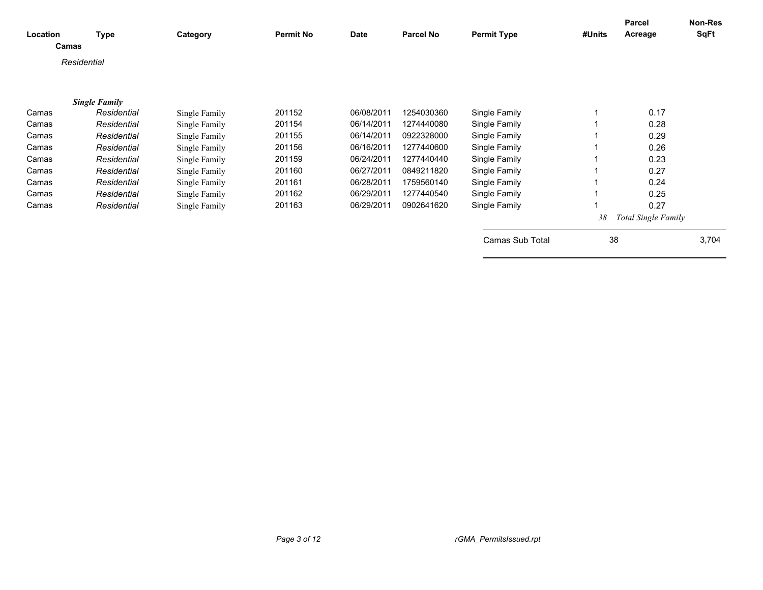| Location | Type | Category | Permit No | Date | Parcel No | Permit Type | #Units | Parcel Acreage | Non-Res SqFt |
|---|---|---|---|---|---|---|---|---|---|
| **Camas** | | | | | | | | | |
| *Residential* | | | | | | | | | |
| ***Single Family*** | | | | | | | | | |
| Camas | *Residential* | Single Family | 201152 | 06/08/2011 | 1254030360 | Single Family | 1 | 0.17 | |
| Camas | *Residential* | Single Family | 201154 | 06/14/2011 | 1274440080 | Single Family | 1 | 0.28 | |
| Camas | *Residential* | Single Family | 201155 | 06/14/2011 | 0922328000 | Single Family | 1 | 0.29 | |
| Camas | *Residential* | Single Family | 201156 | 06/16/2011 | 1277440600 | Single Family | 1 | 0.26 | |
| Camas | *Residential* | Single Family | 201159 | 06/24/2011 | 1277440440 | Single Family | 1 | 0.23 | |
| Camas | *Residential* | Single Family | 201160 | 06/27/2011 | 0849211820 | Single Family | 1 | 0.27 | |
| Camas | *Residential* | Single Family | 201161 | 06/28/2011 | 1759560140 | Single Family | 1 | 0.24 | |
| Camas | *Residential* | Single Family | 201162 | 06/29/2011 | 1277440540 | Single Family | 1 | 0.25 | |
| Camas | *Residential* | Single Family | 201163 | 06/29/2011 | 0902641620 | Single Family | 1 | 0.27 | |
| | | | | | | | *38* | *Total Single Family* | |
| | | | | | | Camas Sub Total | 38 | | 3,704 |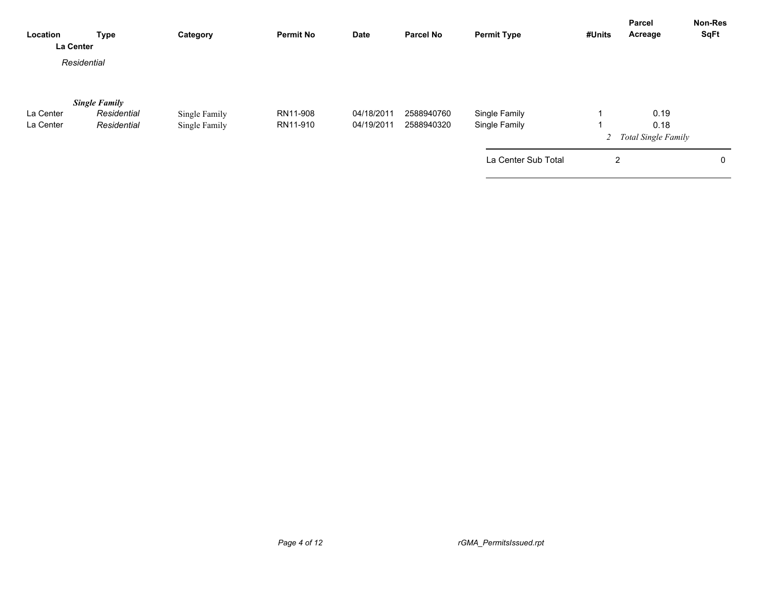| Location | Type | Category | Permit No | Date | Parcel No | Permit Type | #Units | Parcel Acreage | Non-Res SqFt |
|---|---|---|---|---|---|---|---|---|---|
| **La Center** | | | | | | | | | |
| *Residential* | | | | | | | | | |
| ***Single Family*** | | | | | | | | | |
| La Center | *Residential* | Single Family | RN11-908 | 04/18/2011 | 2588940760 | Single Family | 1 | 0.19 | |
| La Center | *Residential* | Single Family | RN11-910 | 04/19/2011 | 2588940320 | Single Family | 1 | 0.18 | |
| | | | | | | | *2* | *Total Single Family* | |
| | | | | | | La Center Sub Total | 2 | | 0 |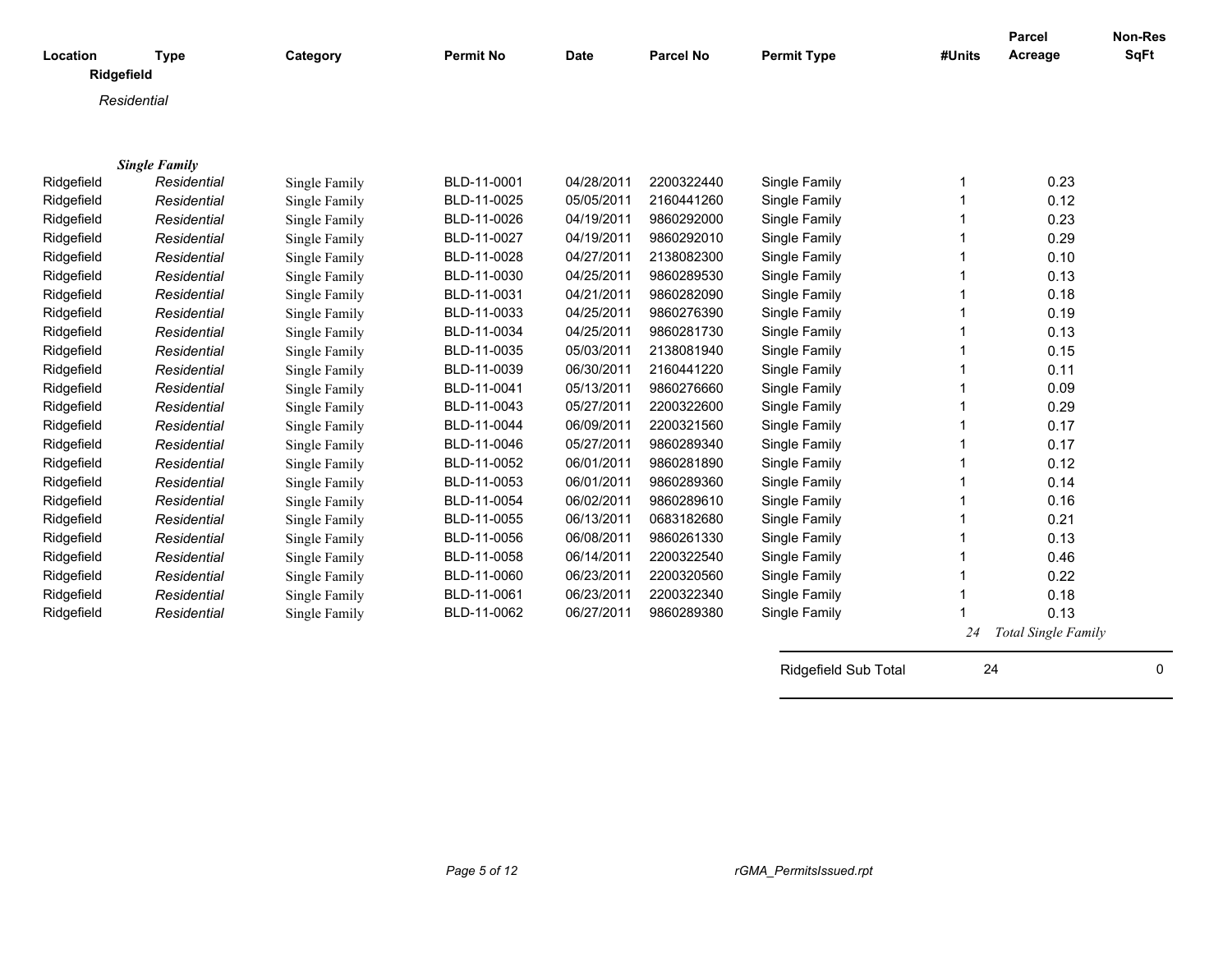| Location | Type | Category | Permit No | Date | Parcel No | Permit Type | #Units | Parcel Acreage | Non-Res SqFt |
|---|---|---|---|---|---|---|---|---|---|
| **Ridgefield** | | | | | | | | | |
| *Residential* | | | | | | | | | |
| ***Single Family*** | | | | | | | | | |
| Ridgefield | *Residential* | Single Family | BLD-11-0001 | 04/28/2011 | 2200322440 | Single Family | 1 | 0.23 | |
| Ridgefield | *Residential* | Single Family | BLD-11-0025 | 05/05/2011 | 2160441260 | Single Family | 1 | 0.12 | |
| Ridgefield | *Residential* | Single Family | BLD-11-0026 | 04/19/2011 | 9860292000 | Single Family | 1 | 0.23 | |
| Ridgefield | *Residential* | Single Family | BLD-11-0027 | 04/19/2011 | 9860292010 | Single Family | 1 | 0.29 | |
| Ridgefield | *Residential* | Single Family | BLD-11-0028 | 04/27/2011 | 2138082300 | Single Family | 1 | 0.10 | |
| Ridgefield | *Residential* | Single Family | BLD-11-0030 | 04/25/2011 | 9860289530 | Single Family | 1 | 0.13 | |
| Ridgefield | *Residential* | Single Family | BLD-11-0031 | 04/21/2011 | 9860282090 | Single Family | 1 | 0.18 | |
| Ridgefield | *Residential* | Single Family | BLD-11-0033 | 04/25/2011 | 9860276390 | Single Family | 1 | 0.19 | |
| Ridgefield | *Residential* | Single Family | BLD-11-0034 | 04/25/2011 | 9860281730 | Single Family | 1 | 0.13 | |
| Ridgefield | *Residential* | Single Family | BLD-11-0035 | 05/03/2011 | 2138081940 | Single Family | 1 | 0.15 | |
| Ridgefield | *Residential* | Single Family | BLD-11-0039 | 06/30/2011 | 2160441220 | Single Family | 1 | 0.11 | |
| Ridgefield | *Residential* | Single Family | BLD-11-0041 | 05/13/2011 | 9860276660 | Single Family | 1 | 0.09 | |
| Ridgefield | *Residential* | Single Family | BLD-11-0043 | 05/27/2011 | 2200322600 | Single Family | 1 | 0.29 | |
| Ridgefield | *Residential* | Single Family | BLD-11-0044 | 06/09/2011 | 2200321560 | Single Family | 1 | 0.17 | |
| Ridgefield | *Residential* | Single Family | BLD-11-0046 | 05/27/2011 | 9860289340 | Single Family | 1 | 0.17 | |
| Ridgefield | *Residential* | Single Family | BLD-11-0052 | 06/01/2011 | 9860281890 | Single Family | 1 | 0.12 | |
| Ridgefield | *Residential* | Single Family | BLD-11-0053 | 06/01/2011 | 9860289360 | Single Family | 1 | 0.14 | |
| Ridgefield | *Residential* | Single Family | BLD-11-0054 | 06/02/2011 | 9860289610 | Single Family | 1 | 0.16 | |
| Ridgefield | *Residential* | Single Family | BLD-11-0055 | 06/13/2011 | 0683182680 | Single Family | 1 | 0.21 | |
| Ridgefield | *Residential* | Single Family | BLD-11-0056 | 06/08/2011 | 9860261330 | Single Family | 1 | 0.13 | |
| Ridgefield | *Residential* | Single Family | BLD-11-0058 | 06/14/2011 | 2200322540 | Single Family | 1 | 0.46 | |
| Ridgefield | *Residential* | Single Family | BLD-11-0060 | 06/23/2011 | 2200320560 | Single Family | 1 | 0.22 | |
| Ridgefield | *Residential* | Single Family | BLD-11-0061 | 06/23/2011 | 2200322340 | Single Family | 1 | 0.18 | |
| Ridgefield | *Residential* | Single Family | BLD-11-0062 | 06/27/2011 | 9860289380 | Single Family | 1 | 0.13 | |
| | | | | | | | *24* | *Total Single Family* | |
| | | | | | | Ridgefield Sub Total | 24 | | 0 |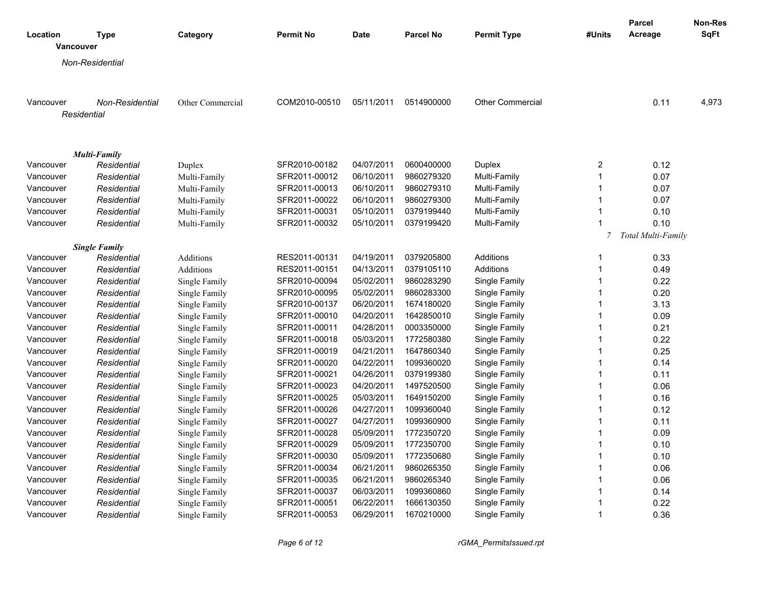| Location | Type | Category | Permit No | Date | Parcel No | Permit Type | #Units | Parcel Acreage | Non-Res SqFt |
|---|---|---|---|---|---|---|---|---|---|
| **Vancouver** | | | | | | | | | |
| *Non-Residential* | | | | | | | | | |
| Vancouver | *Non-Residential* | Other Commercial | COM2010-00510 | 05/11/2011 | 0514900000 | Other Commercial | | 0.11 | 4,973 |
| *Residential* | | | | | | | | | |
| ***Multi-Family*** | | | | | | | | | |
| Vancouver | *Residential* | Duplex | SFR2010-00182 | 04/07/2011 | 0600400000 | Duplex | 2 | 0.12 | |
| Vancouver | *Residential* | Multi-Family | SFR2011-00012 | 06/10/2011 | 9860279320 | Multi-Family | 1 | 0.07 | |
| Vancouver | *Residential* | Multi-Family | SFR2011-00013 | 06/10/2011 | 9860279310 | Multi-Family | 1 | 0.07 | |
| Vancouver | *Residential* | Multi-Family | SFR2011-00022 | 06/10/2011 | 9860279300 | Multi-Family | 1 | 0.07 | |
| Vancouver | *Residential* | Multi-Family | SFR2011-00031 | 05/10/2011 | 0379199440 | Multi-Family | 1 | 0.10 | |
| Vancouver | *Residential* | Multi-Family | SFR2011-00032 | 05/10/2011 | 0379199420 | Multi-Family | 1 | 0.10 | |
| | | | | | | | *7* | *Total Multi-Family* | |
| ***Single Family*** | | | | | | | | | |
| Vancouver | *Residential* | Additions | RES2011-00131 | 04/19/2011 | 0379205800 | Additions | 1 | 0.33 | |
| Vancouver | *Residential* | Additions | RES2011-00151 | 04/13/2011 | 0379105110 | Additions | 1 | 0.49 | |
| Vancouver | *Residential* | Single Family | SFR2010-00094 | 05/02/2011 | 9860283290 | Single Family | 1 | 0.22 | |
| Vancouver | *Residential* | Single Family | SFR2010-00095 | 05/02/2011 | 9860283300 | Single Family | 1 | 0.20 | |
| Vancouver | *Residential* | Single Family | SFR2010-00137 | 06/20/2011 | 1674180020 | Single Family | 1 | 3.13 | |
| Vancouver | *Residential* | Single Family | SFR2011-00010 | 04/20/2011 | 1642850010 | Single Family | 1 | 0.09 | |
| Vancouver | *Residential* | Single Family | SFR2011-00011 | 04/28/2011 | 0003350000 | Single Family | 1 | 0.21 | |
| Vancouver | *Residential* | Single Family | SFR2011-00018 | 05/03/2011 | 1772580380 | Single Family | 1 | 0.22 | |
| Vancouver | *Residential* | Single Family | SFR2011-00019 | 04/21/2011 | 1647860340 | Single Family | 1 | 0.25 | |
| Vancouver | *Residential* | Single Family | SFR2011-00020 | 04/22/2011 | 1099360020 | Single Family | 1 | 0.14 | |
| Vancouver | *Residential* | Single Family | SFR2011-00021 | 04/26/2011 | 0379199380 | Single Family | 1 | 0.11 | |
| Vancouver | *Residential* | Single Family | SFR2011-00023 | 04/20/2011 | 1497520500 | Single Family | 1 | 0.06 | |
| Vancouver | *Residential* | Single Family | SFR2011-00025 | 05/03/2011 | 1649150200 | Single Family | 1 | 0.16 | |
| Vancouver | *Residential* | Single Family | SFR2011-00026 | 04/27/2011 | 1099360040 | Single Family | 1 | 0.12 | |
| Vancouver | *Residential* | Single Family | SFR2011-00027 | 04/27/2011 | 1099360900 | Single Family | 1 | 0.11 | |
| Vancouver | *Residential* | Single Family | SFR2011-00028 | 05/09/2011 | 1772350720 | Single Family | 1 | 0.09 | |
| Vancouver | *Residential* | Single Family | SFR2011-00029 | 05/09/2011 | 1772350700 | Single Family | 1 | 0.10 | |
| Vancouver | *Residential* | Single Family | SFR2011-00030 | 05/09/2011 | 1772350680 | Single Family | 1 | 0.10 | |
| Vancouver | *Residential* | Single Family | SFR2011-00034 | 06/21/2011 | 9860265350 | Single Family | 1 | 0.06 | |
| Vancouver | *Residential* | Single Family | SFR2011-00035 | 06/21/2011 | 9860265340 | Single Family | 1 | 0.06 | |
| Vancouver | *Residential* | Single Family | SFR2011-00037 | 06/03/2011 | 1099360860 | Single Family | 1 | 0.14 | |
| Vancouver | *Residential* | Single Family | SFR2011-00051 | 06/22/2011 | 1666130350 | Single Family | 1 | 0.22 | |
| Vancouver | *Residential* | Single Family | SFR2011-00053 | 06/29/2011 | 1670210000 | Single Family | 1 | 0.36 | |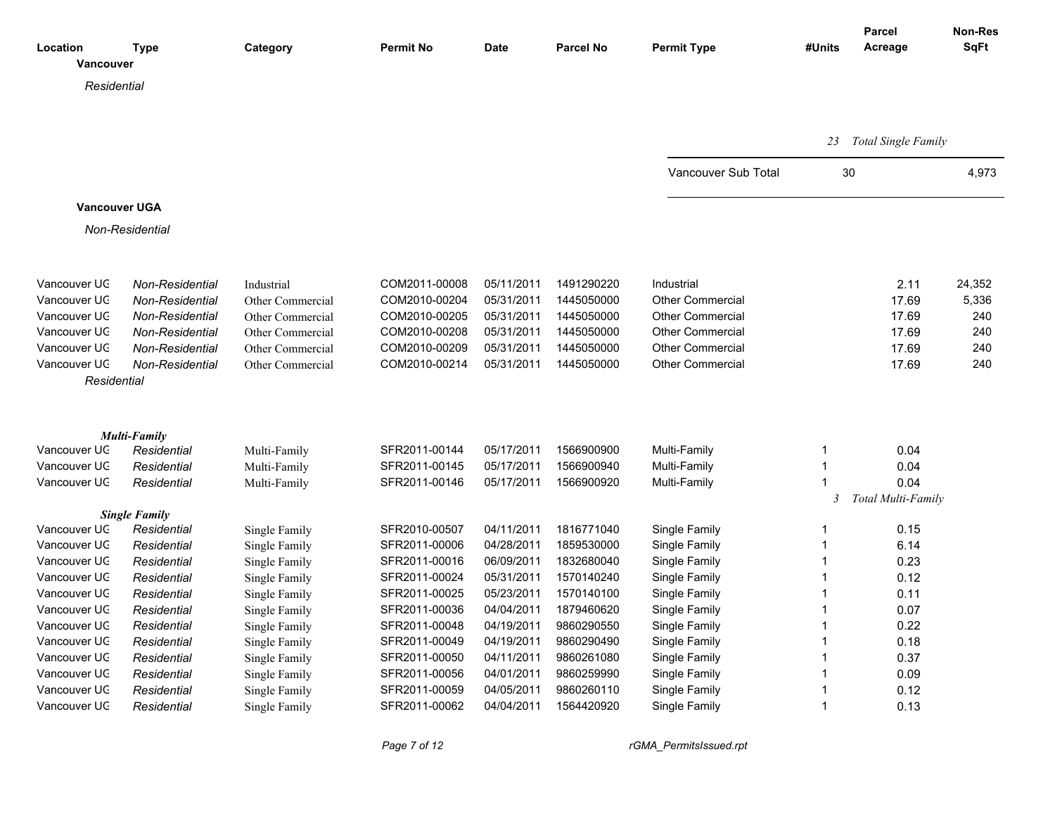| Location | Type | Category | Permit No | Date | Parcel No | Permit Type | #Units | Parcel Acreage | Non-Res SqFt |
|---|---|---|---|---|---|---|---|---|---|
| **Vancouver** | | | | | | | | | |
| *Residential* | | | | | | | | | |
| | | | | | | | *23* | *Total Single Family* | |
| | | | | | | Vancouver Sub Total | 30 | | 4,973 |
| **Vancouver UGA** | | | | | | | | | |
| *Non-Residential* | | | | | | | | | |
| Vancouver UG | *Non-Residential* | Industrial | COM2011-00008 | 05/11/2011 | 1491290220 | Industrial | | 2.11 | 24,352 |
| Vancouver UG | *Non-Residential* | Other Commercial | COM2010-00204 | 05/31/2011 | 1445050000 | Other Commercial | | 17.69 | 5,336 |
| Vancouver UG | *Non-Residential* | Other Commercial | COM2010-00205 | 05/31/2011 | 1445050000 | Other Commercial | | 17.69 | 240 |
| Vancouver UG | *Non-Residential* | Other Commercial | COM2010-00208 | 05/31/2011 | 1445050000 | Other Commercial | | 17.69 | 240 |
| Vancouver UG | *Non-Residential* | Other Commercial | COM2010-00209 | 05/31/2011 | 1445050000 | Other Commercial | | 17.69 | 240 |
| Vancouver UG | *Non-Residential* | Other Commercial | COM2010-00214 | 05/31/2011 | 1445050000 | Other Commercial | | 17.69 | 240 |
| *Residential* | | | | | | | | | |
| ***Multi-Family*** | | | | | | | | | |
| Vancouver UG | *Residential* | Multi-Family | SFR2011-00144 | 05/17/2011 | 1566900900 | Multi-Family | 1 | 0.04 | |
| Vancouver UG | *Residential* | Multi-Family | SFR2011-00145 | 05/17/2011 | 1566900940 | Multi-Family | 1 | 0.04 | |
| Vancouver UG | *Residential* | Multi-Family | SFR2011-00146 | 05/17/2011 | 1566900920 | Multi-Family | 1 | 0.04 | |
| | | | | | | | *3* | *Total Multi-Family* | |
| ***Single Family*** | | | | | | | | | |
| Vancouver UG | *Residential* | Single Family | SFR2010-00507 | 04/11/2011 | 1816771040 | Single Family | 1 | 0.15 | |
| Vancouver UG | *Residential* | Single Family | SFR2011-00006 | 04/28/2011 | 1859530000 | Single Family | 1 | 6.14 | |
| Vancouver UG | *Residential* | Single Family | SFR2011-00016 | 06/09/2011 | 1832680040 | Single Family | 1 | 0.23 | |
| Vancouver UG | *Residential* | Single Family | SFR2011-00024 | 05/31/2011 | 1570140240 | Single Family | 1 | 0.12 | |
| Vancouver UG | *Residential* | Single Family | SFR2011-00025 | 05/23/2011 | 1570140100 | Single Family | 1 | 0.11 | |
| Vancouver UG | *Residential* | Single Family | SFR2011-00036 | 04/04/2011 | 1879460620 | Single Family | 1 | 0.07 | |
| Vancouver UG | *Residential* | Single Family | SFR2011-00048 | 04/19/2011 | 9860290550 | Single Family | 1 | 0.22 | |
| Vancouver UG | *Residential* | Single Family | SFR2011-00049 | 04/19/2011 | 9860290490 | Single Family | 1 | 0.18 | |
| Vancouver UG | *Residential* | Single Family | SFR2011-00050 | 04/11/2011 | 9860261080 | Single Family | 1 | 0.37 | |
| Vancouver UG | *Residential* | Single Family | SFR2011-00056 | 04/01/2011 | 9860259990 | Single Family | 1 | 0.09 | |
| Vancouver UG | *Residential* | Single Family | SFR2011-00059 | 04/05/2011 | 9860260110 | Single Family | 1 | 0.12 | |
| Vancouver UG | *Residential* | Single Family | SFR2011-00062 | 04/04/2011 | 1564420920 | Single Family | 1 | 0.13 | |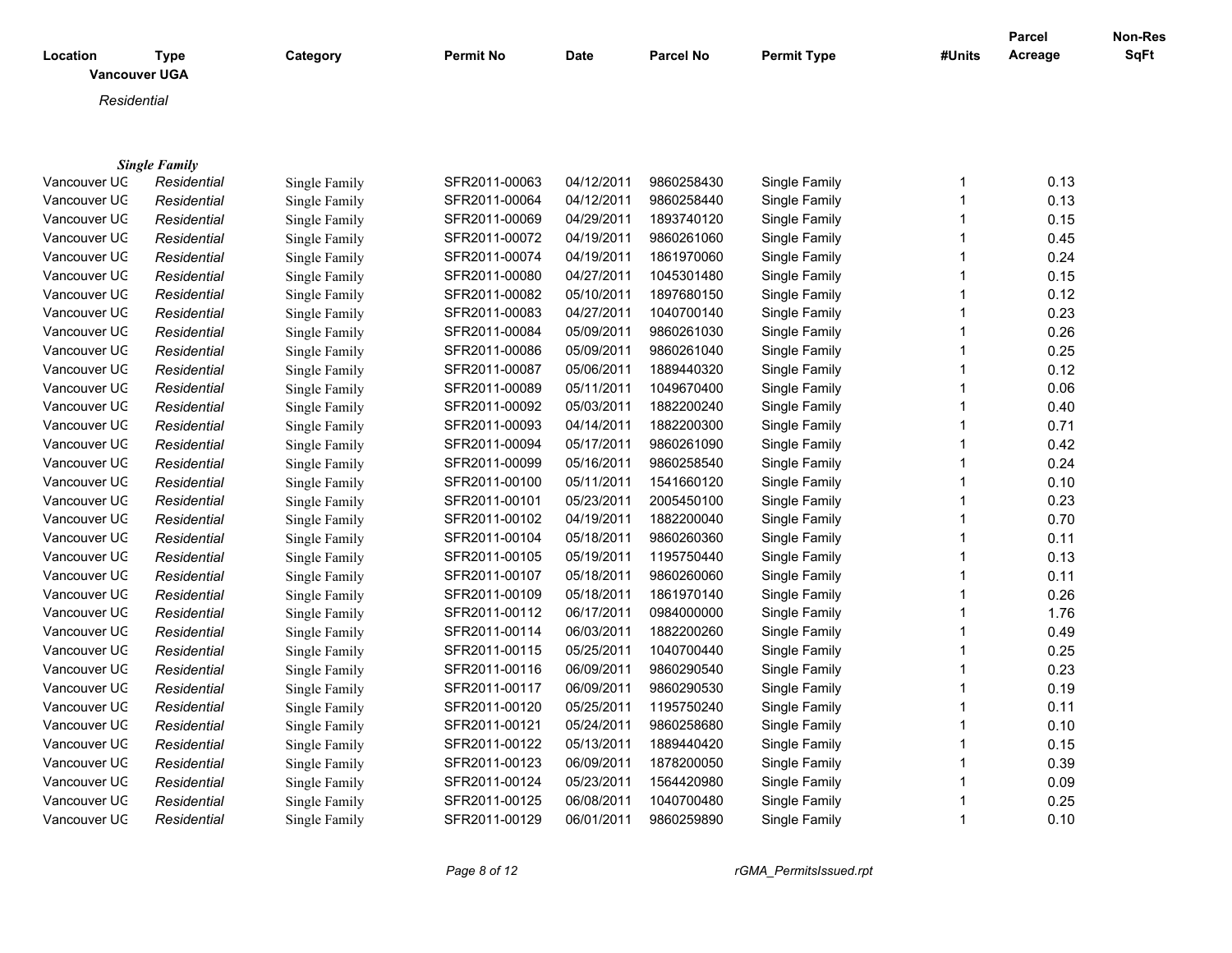| Location | Type | Category | Permit No | Date | Parcel No | Permit Type | #Units | Parcel Acreage | Non-Res SqFt |
|---|---|---|---|---|---|---|---|---|---|

**Vancouver UGA**

*Residential*

***Single Family***

| Location | Type | Category | Permit No | Date | Parcel No | Permit Type | #Units | Parcel Acreage | Non-Res SqFt |
|---|---|---|---|---|---|---|---|---|---|
| Vancouver UG | *Residential* | Single Family | SFR2011-00063 | 04/12/2011 | 9860258430 | Single Family | 1 | 0.13 | |
| Vancouver UG | *Residential* | Single Family | SFR2011-00064 | 04/12/2011 | 9860258440 | Single Family | 1 | 0.13 | |
| Vancouver UG | *Residential* | Single Family | SFR2011-00069 | 04/29/2011 | 1893740120 | Single Family | 1 | 0.15 | |
| Vancouver UG | *Residential* | Single Family | SFR2011-00072 | 04/19/2011 | 9860261060 | Single Family | 1 | 0.45 | |
| Vancouver UG | *Residential* | Single Family | SFR2011-00074 | 04/19/2011 | 1861970060 | Single Family | 1 | 0.24 | |
| Vancouver UG | *Residential* | Single Family | SFR2011-00080 | 04/27/2011 | 1045301480 | Single Family | 1 | 0.15 | |
| Vancouver UG | *Residential* | Single Family | SFR2011-00082 | 05/10/2011 | 1897680150 | Single Family | 1 | 0.12 | |
| Vancouver UG | *Residential* | Single Family | SFR2011-00083 | 04/27/2011 | 1040700140 | Single Family | 1 | 0.23 | |
| Vancouver UG | *Residential* | Single Family | SFR2011-00084 | 05/09/2011 | 9860261030 | Single Family | 1 | 0.26 | |
| Vancouver UG | *Residential* | Single Family | SFR2011-00086 | 05/09/2011 | 9860261040 | Single Family | 1 | 0.25 | |
| Vancouver UG | *Residential* | Single Family | SFR2011-00087 | 05/06/2011 | 1889440320 | Single Family | 1 | 0.12 | |
| Vancouver UG | *Residential* | Single Family | SFR2011-00089 | 05/11/2011 | 1049670400 | Single Family | 1 | 0.06 | |
| Vancouver UG | *Residential* | Single Family | SFR2011-00092 | 05/03/2011 | 1882200240 | Single Family | 1 | 0.40 | |
| Vancouver UG | *Residential* | Single Family | SFR2011-00093 | 04/14/2011 | 1882200300 | Single Family | 1 | 0.71 | |
| Vancouver UG | *Residential* | Single Family | SFR2011-00094 | 05/17/2011 | 9860261090 | Single Family | 1 | 0.42 | |
| Vancouver UG | *Residential* | Single Family | SFR2011-00099 | 05/16/2011 | 9860258540 | Single Family | 1 | 0.24 | |
| Vancouver UG | *Residential* | Single Family | SFR2011-00100 | 05/11/2011 | 1541660120 | Single Family | 1 | 0.10 | |
| Vancouver UG | *Residential* | Single Family | SFR2011-00101 | 05/23/2011 | 2005450100 | Single Family | 1 | 0.23 | |
| Vancouver UG | *Residential* | Single Family | SFR2011-00102 | 04/19/2011 | 1882200040 | Single Family | 1 | 0.70 | |
| Vancouver UG | *Residential* | Single Family | SFR2011-00104 | 05/18/2011 | 9860260360 | Single Family | 1 | 0.11 | |
| Vancouver UG | *Residential* | Single Family | SFR2011-00105 | 05/19/2011 | 1195750440 | Single Family | 1 | 0.13 | |
| Vancouver UG | *Residential* | Single Family | SFR2011-00107 | 05/18/2011 | 9860260060 | Single Family | 1 | 0.11 | |
| Vancouver UG | *Residential* | Single Family | SFR2011-00109 | 05/18/2011 | 1861970140 | Single Family | 1 | 0.26 | |
| Vancouver UG | *Residential* | Single Family | SFR2011-00112 | 06/17/2011 | 0984000000 | Single Family | 1 | 1.76 | |
| Vancouver UG | *Residential* | Single Family | SFR2011-00114 | 06/03/2011 | 1882200260 | Single Family | 1 | 0.49 | |
| Vancouver UG | *Residential* | Single Family | SFR2011-00115 | 05/25/2011 | 1040700440 | Single Family | 1 | 0.25 | |
| Vancouver UG | *Residential* | Single Family | SFR2011-00116 | 06/09/2011 | 9860290540 | Single Family | 1 | 0.23 | |
| Vancouver UG | *Residential* | Single Family | SFR2011-00117 | 06/09/2011 | 9860290530 | Single Family | 1 | 0.19 | |
| Vancouver UG | *Residential* | Single Family | SFR2011-00120 | 05/25/2011 | 1195750240 | Single Family | 1 | 0.11 | |
| Vancouver UG | *Residential* | Single Family | SFR2011-00121 | 05/24/2011 | 9860258680 | Single Family | 1 | 0.10 | |
| Vancouver UG | *Residential* | Single Family | SFR2011-00122 | 05/13/2011 | 1889440420 | Single Family | 1 | 0.15 | |
| Vancouver UG | *Residential* | Single Family | SFR2011-00123 | 06/09/2011 | 1878200050 | Single Family | 1 | 0.39 | |
| Vancouver UG | *Residential* | Single Family | SFR2011-00124 | 05/23/2011 | 1564420980 | Single Family | 1 | 0.09 | |
| Vancouver UG | *Residential* | Single Family | SFR2011-00125 | 06/08/2011 | 1040700480 | Single Family | 1 | 0.25 | |
| Vancouver UG | *Residential* | Single Family | SFR2011-00129 | 06/01/2011 | 9860259890 | Single Family | 1 | 0.10 | |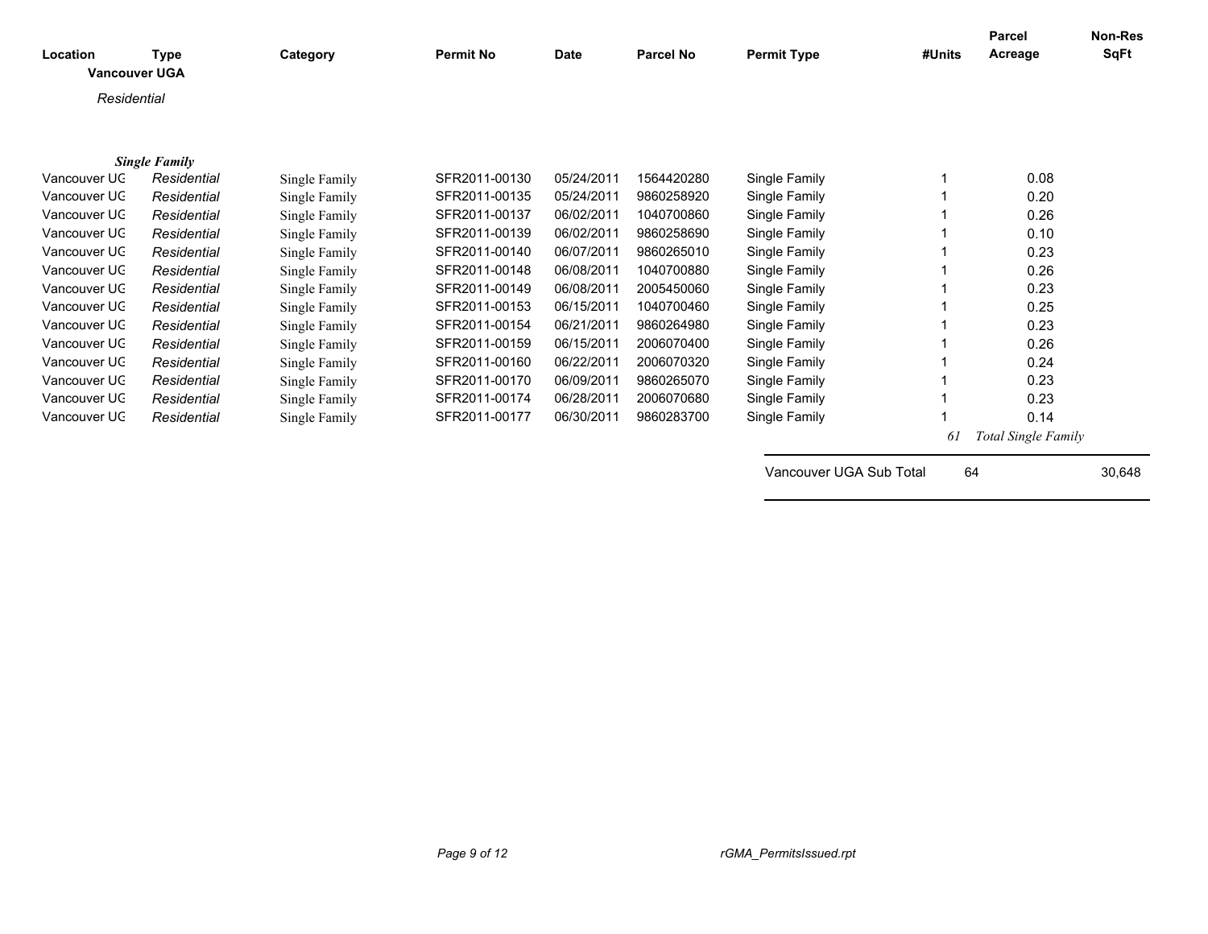| Location | Type | Category | Permit No | Date | Parcel No | Permit Type | #Units | Parcel Acreage | Non-Res SqFt |
|---|---|---|---|---|---|---|---|---|---|
| **Vancouver UGA** | | | | | | | | | |
| *Residential* | | | | | | | | | |
| ***Single Family*** | | | | | | | | | |
| Vancouver UG | *Residential* | Single Family | SFR2011-00130 | 05/24/2011 | 1564420280 | Single Family | 1 | 0.08 | |
| Vancouver UG | *Residential* | Single Family | SFR2011-00135 | 05/24/2011 | 9860258920 | Single Family | 1 | 0.20 | |
| Vancouver UG | *Residential* | Single Family | SFR2011-00137 | 06/02/2011 | 1040700860 | Single Family | 1 | 0.26 | |
| Vancouver UG | *Residential* | Single Family | SFR2011-00139 | 06/02/2011 | 9860258690 | Single Family | 1 | 0.10 | |
| Vancouver UG | *Residential* | Single Family | SFR2011-00140 | 06/07/2011 | 9860265010 | Single Family | 1 | 0.23 | |
| Vancouver UG | *Residential* | Single Family | SFR2011-00148 | 06/08/2011 | 1040700880 | Single Family | 1 | 0.26 | |
| Vancouver UG | *Residential* | Single Family | SFR2011-00149 | 06/08/2011 | 2005450060 | Single Family | 1 | 0.23 | |
| Vancouver UG | *Residential* | Single Family | SFR2011-00153 | 06/15/2011 | 1040700460 | Single Family | 1 | 0.25 | |
| Vancouver UG | *Residential* | Single Family | SFR2011-00154 | 06/21/2011 | 9860264980 | Single Family | 1 | 0.23 | |
| Vancouver UG | *Residential* | Single Family | SFR2011-00159 | 06/15/2011 | 2006070400 | Single Family | 1 | 0.26 | |
| Vancouver UG | *Residential* | Single Family | SFR2011-00160 | 06/22/2011 | 2006070320 | Single Family | 1 | 0.24 | |
| Vancouver UG | *Residential* | Single Family | SFR2011-00170 | 06/09/2011 | 9860265070 | Single Family | 1 | 0.23 | |
| Vancouver UG | *Residential* | Single Family | SFR2011-00174 | 06/28/2011 | 2006070680 | Single Family | 1 | 0.23 | |
| Vancouver UG | *Residential* | Single Family | SFR2011-00177 | 06/30/2011 | 9860283700 | Single Family | 1 | 0.14 | |
| | | | | | | | *61* | *Total Single Family* | |
| | | | | | | Vancouver UGA Sub Total | 64 | | 30,648 |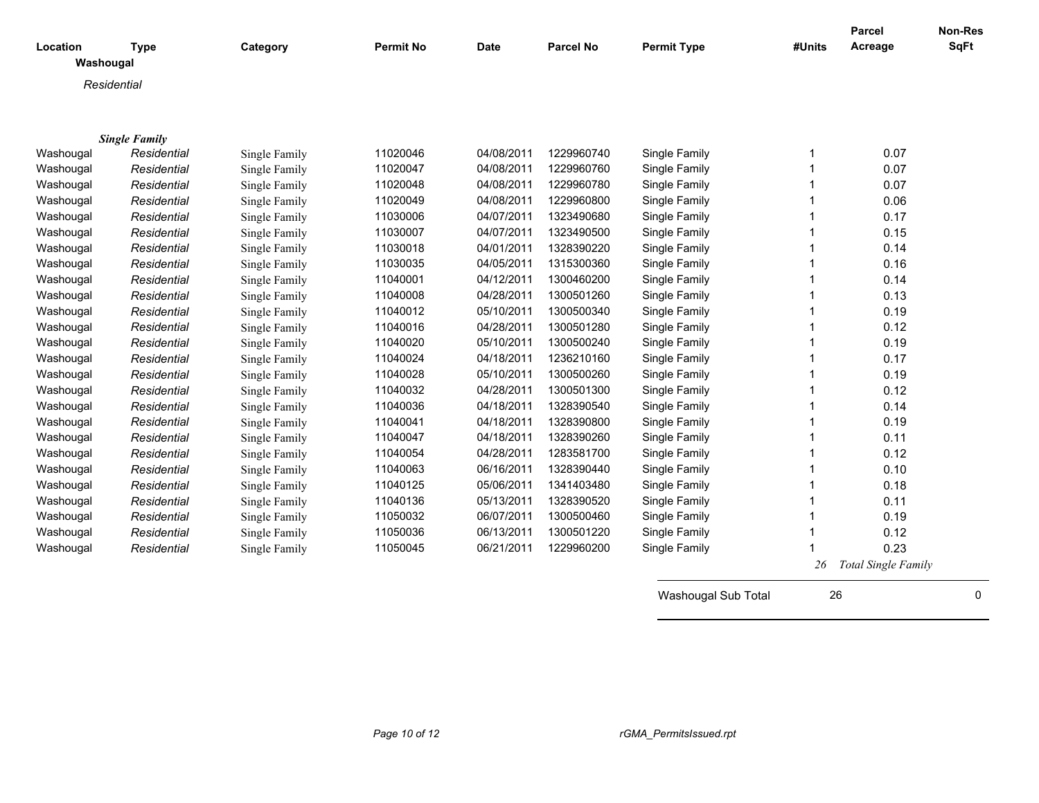| Location | Type | Category | Permit No | Date | Parcel No | Permit Type | #Units | Parcel Acreage | Non-Res SqFt |
|---|---|---|---|---|---|---|---|---|---|
| **Washougal** | | | | | | | | | |
| *Residential* | | | | | | | | | |
| ***Single Family*** | | | | | | | | | |
| Washougal | *Residential* | Single Family | 11020046 | 04/08/2011 | 1229960740 | Single Family | 1 | 0.07 | |
| Washougal | *Residential* | Single Family | 11020047 | 04/08/2011 | 1229960760 | Single Family | 1 | 0.07 | |
| Washougal | *Residential* | Single Family | 11020048 | 04/08/2011 | 1229960780 | Single Family | 1 | 0.07 | |
| Washougal | *Residential* | Single Family | 11020049 | 04/08/2011 | 1229960800 | Single Family | 1 | 0.06 | |
| Washougal | *Residential* | Single Family | 11030006 | 04/07/2011 | 1323490680 | Single Family | 1 | 0.17 | |
| Washougal | *Residential* | Single Family | 11030007 | 04/07/2011 | 1323490500 | Single Family | 1 | 0.15 | |
| Washougal | *Residential* | Single Family | 11030018 | 04/01/2011 | 1328390220 | Single Family | 1 | 0.14 | |
| Washougal | *Residential* | Single Family | 11030035 | 04/05/2011 | 1315300360 | Single Family | 1 | 0.16 | |
| Washougal | *Residential* | Single Family | 11040001 | 04/12/2011 | 1300460200 | Single Family | 1 | 0.14 | |
| Washougal | *Residential* | Single Family | 11040008 | 04/28/2011 | 1300501260 | Single Family | 1 | 0.13 | |
| Washougal | *Residential* | Single Family | 11040012 | 05/10/2011 | 1300500340 | Single Family | 1 | 0.19 | |
| Washougal | *Residential* | Single Family | 11040016 | 04/28/2011 | 1300501280 | Single Family | 1 | 0.12 | |
| Washougal | *Residential* | Single Family | 11040020 | 05/10/2011 | 1300500240 | Single Family | 1 | 0.19 | |
| Washougal | *Residential* | Single Family | 11040024 | 04/18/2011 | 1236210160 | Single Family | 1 | 0.17 | |
| Washougal | *Residential* | Single Family | 11040028 | 05/10/2011 | 1300500260 | Single Family | 1 | 0.19 | |
| Washougal | *Residential* | Single Family | 11040032 | 04/28/2011 | 1300501300 | Single Family | 1 | 0.12 | |
| Washougal | *Residential* | Single Family | 11040036 | 04/18/2011 | 1328390540 | Single Family | 1 | 0.14 | |
| Washougal | *Residential* | Single Family | 11040041 | 04/18/2011 | 1328390800 | Single Family | 1 | 0.19 | |
| Washougal | *Residential* | Single Family | 11040047 | 04/18/2011 | 1328390260 | Single Family | 1 | 0.11 | |
| Washougal | *Residential* | Single Family | 11040054 | 04/28/2011 | 1283581700 | Single Family | 1 | 0.12 | |
| Washougal | *Residential* | Single Family | 11040063 | 06/16/2011 | 1328390440 | Single Family | 1 | 0.10 | |
| Washougal | *Residential* | Single Family | 11040125 | 05/06/2011 | 1341403480 | Single Family | 1 | 0.18 | |
| Washougal | *Residential* | Single Family | 11040136 | 05/13/2011 | 1328390520 | Single Family | 1 | 0.11 | |
| Washougal | *Residential* | Single Family | 11050032 | 06/07/2011 | 1300500460 | Single Family | 1 | 0.19 | |
| Washougal | *Residential* | Single Family | 11050036 | 06/13/2011 | 1300501220 | Single Family | 1 | 0.12 | |
| Washougal | *Residential* | Single Family | 11050045 | 06/21/2011 | 1229960200 | Single Family | 1 | 0.23 | |
| | | | | | | | *26* | *Total Single Family* | |
| | | | | | | Washougal Sub Total | 26 | | 0 |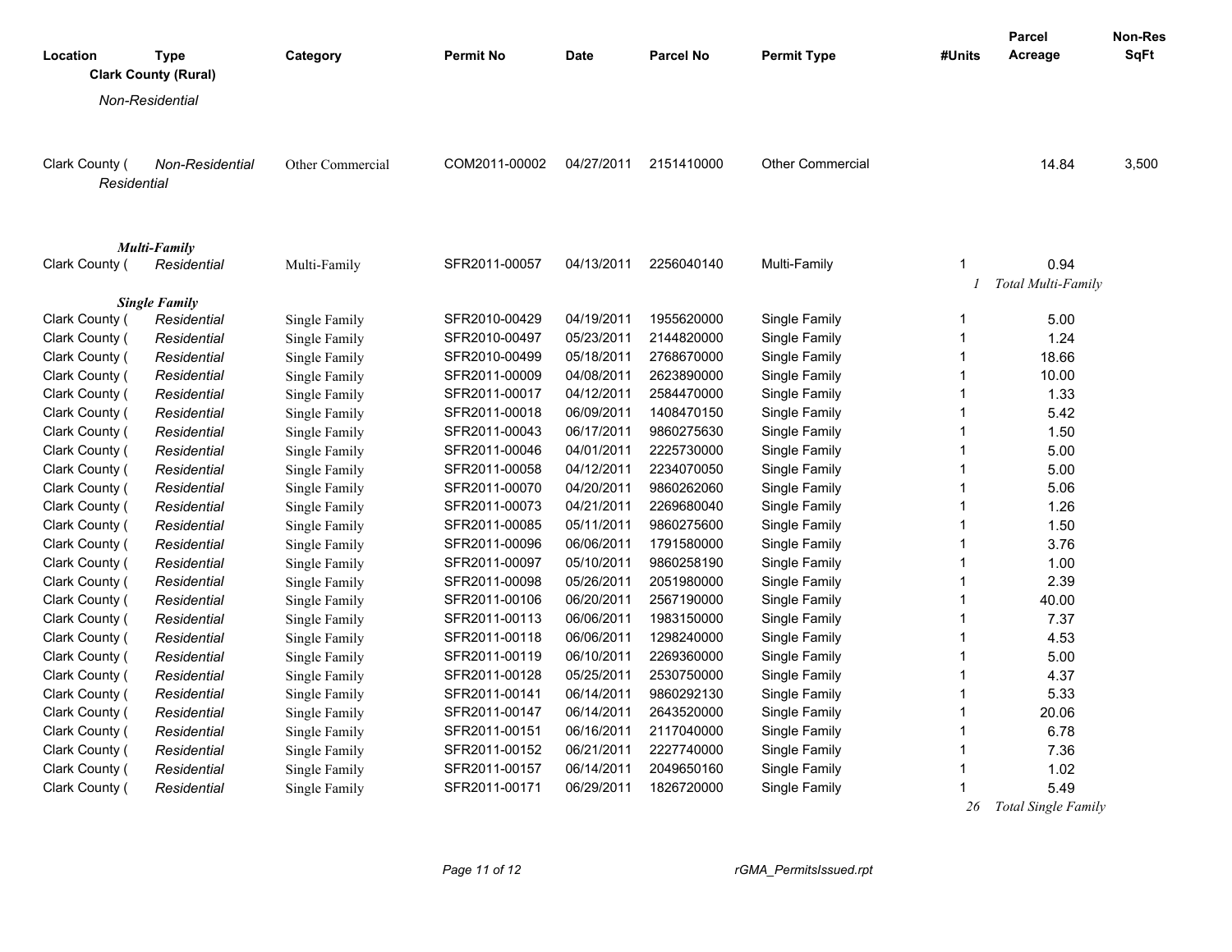| Location | Type | Category | Permit No | Date | Parcel No | Permit Type | #Units | Parcel Acreage | Non-Res SqFt |
|---|---|---|---|---|---|---|---|---|---|
| **Clark County (Rural)** | | | | | | | | | |
| *Non-Residential* | | | | | | | | | |
| Clark County ( | *Non-Residential* | Other Commercial | COM2011-00002 | 04/27/2011 | 2151410000 | Other Commercial | | 14.84 | 3,500 |
| *Residential* | | | | | | | | | |
| ***Multi-Family*** | | | | | | | | | |
| Clark County ( | *Residential* | Multi-Family | SFR2011-00057 | 04/13/2011 | 2256040140 | Multi-Family | 1 | 0.94 | |
| | | | | | | | *1* | *Total Multi-Family* | |
| ***Single Family*** | | | | | | | | | |
| Clark County ( | *Residential* | Single Family | SFR2010-00429 | 04/19/2011 | 1955620000 | Single Family | 1 | 5.00 | |
| Clark County ( | *Residential* | Single Family | SFR2010-00497 | 05/23/2011 | 2144820000 | Single Family | 1 | 1.24 | |
| Clark County ( | *Residential* | Single Family | SFR2010-00499 | 05/18/2011 | 2768670000 | Single Family | 1 | 18.66 | |
| Clark County ( | *Residential* | Single Family | SFR2011-00009 | 04/08/2011 | 2623890000 | Single Family | 1 | 10.00 | |
| Clark County ( | *Residential* | Single Family | SFR2011-00017 | 04/12/2011 | 2584470000 | Single Family | 1 | 1.33 | |
| Clark County ( | *Residential* | Single Family | SFR2011-00018 | 06/09/2011 | 1408470150 | Single Family | 1 | 5.42 | |
| Clark County ( | *Residential* | Single Family | SFR2011-00043 | 06/17/2011 | 9860275630 | Single Family | 1 | 1.50 | |
| Clark County ( | *Residential* | Single Family | SFR2011-00046 | 04/01/2011 | 2225730000 | Single Family | 1 | 5.00 | |
| Clark County ( | *Residential* | Single Family | SFR2011-00058 | 04/12/2011 | 2234070050 | Single Family | 1 | 5.00 | |
| Clark County ( | *Residential* | Single Family | SFR2011-00070 | 04/20/2011 | 9860262060 | Single Family | 1 | 5.06 | |
| Clark County ( | *Residential* | Single Family | SFR2011-00073 | 04/21/2011 | 2269680040 | Single Family | 1 | 1.26 | |
| Clark County ( | *Residential* | Single Family | SFR2011-00085 | 05/11/2011 | 9860275600 | Single Family | 1 | 1.50 | |
| Clark County ( | *Residential* | Single Family | SFR2011-00096 | 06/06/2011 | 1791580000 | Single Family | 1 | 3.76 | |
| Clark County ( | *Residential* | Single Family | SFR2011-00097 | 05/10/2011 | 9860258190 | Single Family | 1 | 1.00 | |
| Clark County ( | *Residential* | Single Family | SFR2011-00098 | 05/26/2011 | 2051980000 | Single Family | 1 | 2.39 | |
| Clark County ( | *Residential* | Single Family | SFR2011-00106 | 06/20/2011 | 2567190000 | Single Family | 1 | 40.00 | |
| Clark County ( | *Residential* | Single Family | SFR2011-00113 | 06/06/2011 | 1983150000 | Single Family | 1 | 7.37 | |
| Clark County ( | *Residential* | Single Family | SFR2011-00118 | 06/06/2011 | 1298240000 | Single Family | 1 | 4.53 | |
| Clark County ( | *Residential* | Single Family | SFR2011-00119 | 06/10/2011 | 2269360000 | Single Family | 1 | 5.00 | |
| Clark County ( | *Residential* | Single Family | SFR2011-00128 | 05/25/2011 | 2530750000 | Single Family | 1 | 4.37 | |
| Clark County ( | *Residential* | Single Family | SFR2011-00141 | 06/14/2011 | 9860292130 | Single Family | 1 | 5.33 | |
| Clark County ( | *Residential* | Single Family | SFR2011-00147 | 06/14/2011 | 2643520000 | Single Family | 1 | 20.06 | |
| Clark County ( | *Residential* | Single Family | SFR2011-00151 | 06/16/2011 | 2117040000 | Single Family | 1 | 6.78 | |
| Clark County ( | *Residential* | Single Family | SFR2011-00152 | 06/21/2011 | 2227740000 | Single Family | 1 | 7.36 | |
| Clark County ( | *Residential* | Single Family | SFR2011-00157 | 06/14/2011 | 2049650160 | Single Family | 1 | 1.02 | |
| Clark County ( | *Residential* | Single Family | SFR2011-00171 | 06/29/2011 | 1826720000 | Single Family | 1 | 5.49 | |
| | | | | | | | *26* | *Total Single Family* | |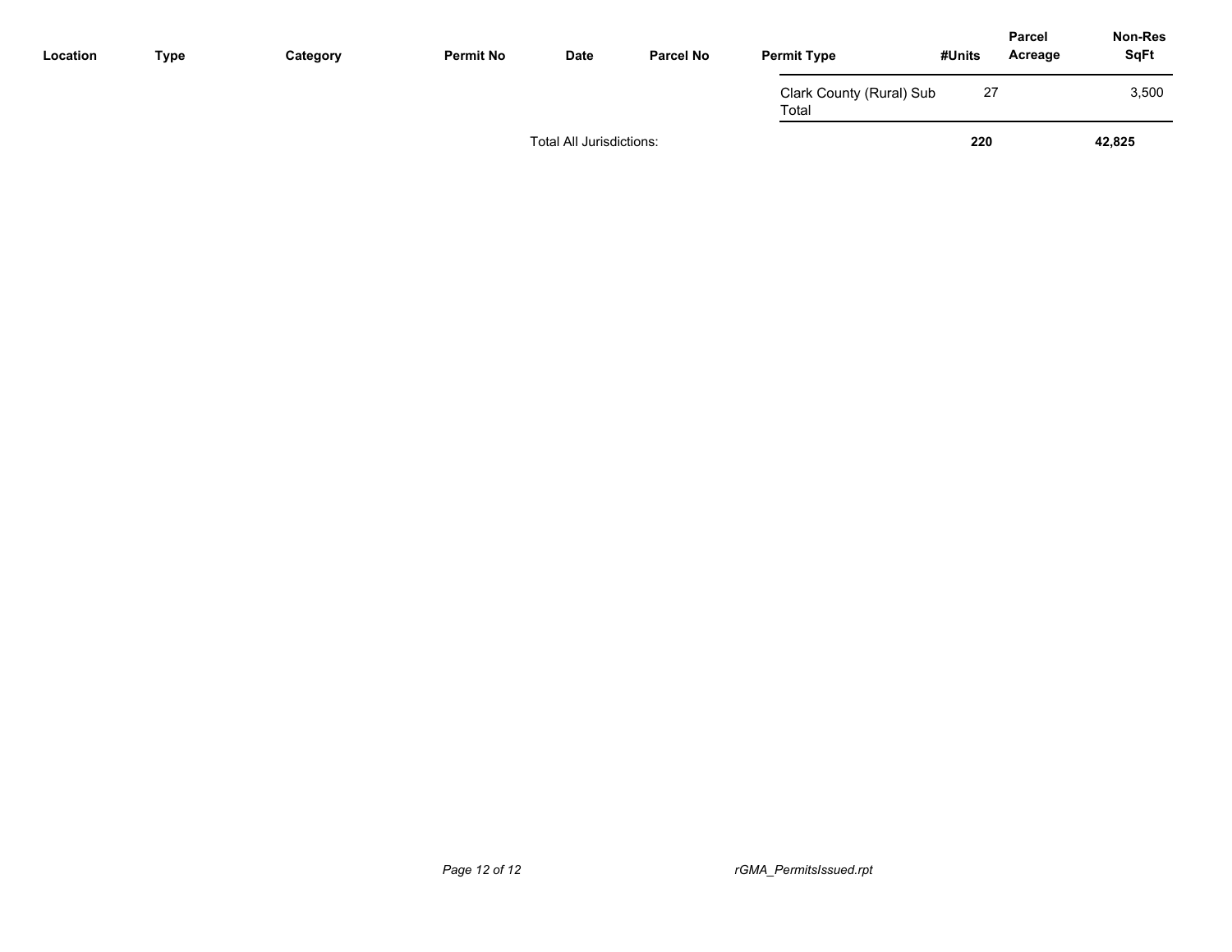| Location | Type | Category | Permit No | Date | Parcel No | Permit Type | #Units | Parcel Acreage | Non-Res SqFt |
|---|---|---|---|---|---|---|---|---|---|
| | | | | | | Clark County (Rural) Sub Total | 27 | | 3,500 |
| | | | | Total All Jurisdictions: | | | **220** | | **42,825** |